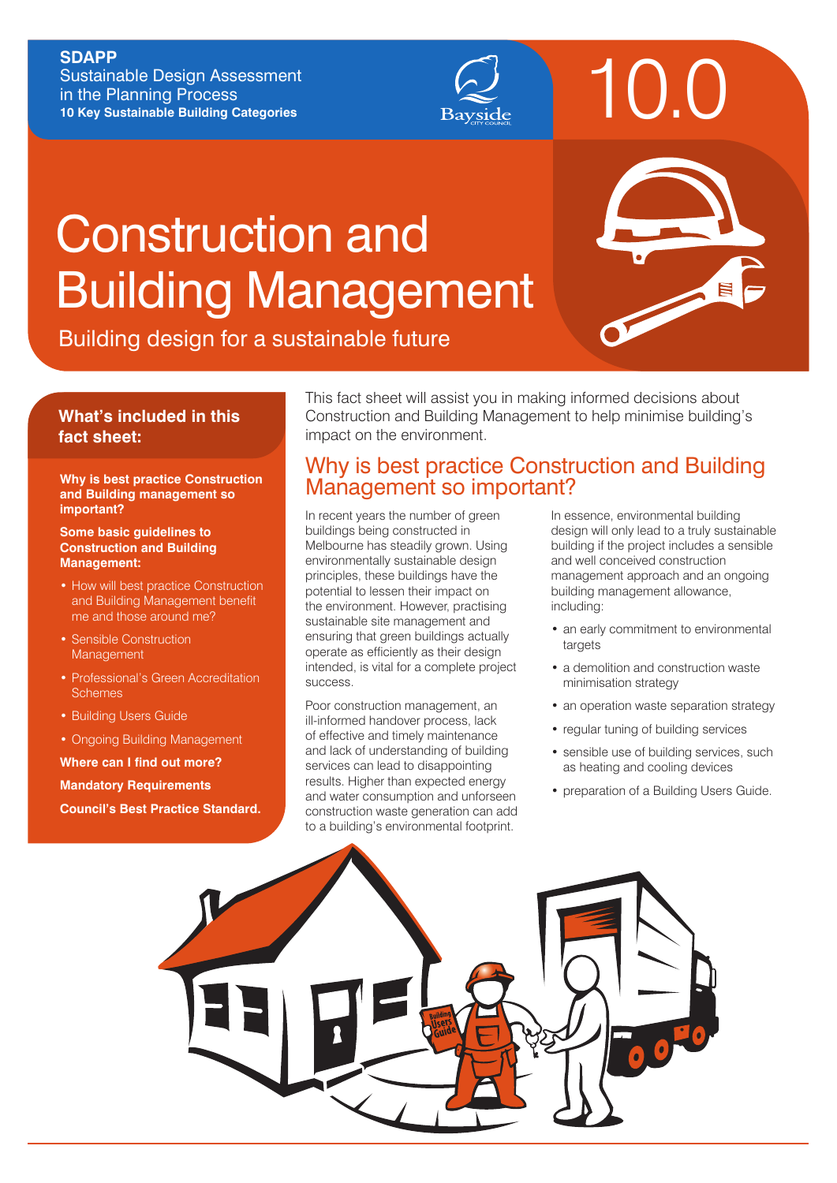**SDAPP**
Sustainable Design Assessment in the Planning Process
**10 Key Sustainable Building Categories**

10.0

# Construction and Building Management

Building design for a sustainable future

## What's included in this fact sheet:

**Why is best practice Construction and Building management so important?**

**Some basic guidelines to Construction and Building Management:**

- How will best practice Construction and Building Management benefit me and those around me?
- Sensible Construction Management
- Professional's Green Accreditation Schemes
- Building Users Guide
- Ongoing Building Management

**Where can I find out more?**

**Mandatory Requirements**

**Council's Best Practice Standard.**

This fact sheet will assist you in making informed decisions about Construction and Building Management to help minimise building's impact on the environment.

## Why is best practice Construction and Building Management so important?

In recent years the number of green buildings being constructed in Melbourne has steadily grown. Using environmentally sustainable design principles, these buildings have the potential to lessen their impact on the environment. However, practising sustainable site management and ensuring that green buildings actually operate as efficiently as their design intended, is vital for a complete project success.

Poor construction management, an ill-informed handover process, lack of effective and timely maintenance and lack of understanding of building services can lead to disappointing results. Higher than expected energy and water consumption and unforseen construction waste generation can add to a building's environmental footprint.

In essence, environmental building design will only lead to a truly sustainable building if the project includes a sensible and well conceived construction management approach and an ongoing building management allowance, including:

- an early commitment to environmental targets
- a demolition and construction waste minimisation strategy
- an operation waste separation strategy
- regular tuning of building services
- sensible use of building services, such as heating and cooling devices
- preparation of a Building Users Guide.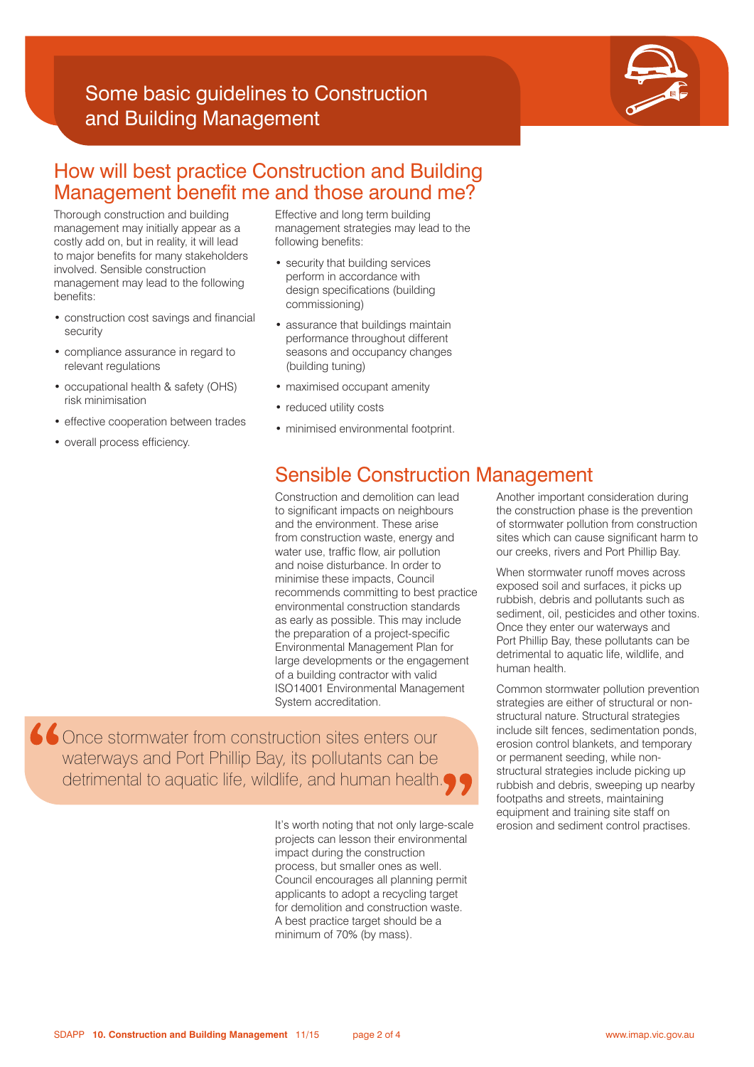# Some basic guidelines to Construction and Building Management

## How will best practice Construction and Building Management benefit me and those around me?

Thorough construction and building management may initially appear as a costly add on, but in reality, it will lead to major benefits for many stakeholders involved. Sensible construction management may lead to the following benefits:

- construction cost savings and financial security
- compliance assurance in regard to relevant regulations
- occupational health & safety (OHS) risk minimisation
- effective cooperation between trades
- overall process efficiency.

Effective and long term building management strategies may lead to the following benefits:

- security that building services perform in accordance with design specifications (building commissioning)
- assurance that buildings maintain performance throughout different seasons and occupancy changes (building tuning)
- maximised occupant amenity
- reduced utility costs
- minimised environmental footprint.

## Sensible Construction Management

Construction and demolition can lead to significant impacts on neighbours and the environment. These arise from construction waste, energy and water use, traffic flow, air pollution and noise disturbance. In order to minimise these impacts, Council recommends committing to best practice environmental construction standards as early as possible. This may include the preparation of a project-specific Environmental Management Plan for large developments or the engagement of a building contractor with valid ISO14001 Environmental Management System accreditation.

> "Once stormwater from construction sites enters our waterways and Port Phillip Bay, its pollutants can be detrimental to aquatic life, wildlife, and human health."

It's worth noting that not only large-scale projects can lesson their environmental impact during the construction process, but smaller ones as well. Council encourages all planning permit applicants to adopt a recycling target for demolition and construction waste. A best practice target should be a minimum of 70% (by mass).

Another important consideration during the construction phase is the prevention of stormwater pollution from construction sites which can cause significant harm to our creeks, rivers and Port Phillip Bay.

When stormwater runoff moves across exposed soil and surfaces, it picks up rubbish, debris and pollutants such as sediment, oil, pesticides and other toxins. Once they enter our waterways and Port Phillip Bay, these pollutants can be detrimental to aquatic life, wildlife, and human health.

Common stormwater pollution prevention strategies are either of structural or non-structural nature. Structural strategies include silt fences, sedimentation ponds, erosion control blankets, and temporary or permanent seeding, while non-structural strategies include picking up rubbish and debris, sweeping up nearby footpaths and streets, maintaining equipment and training site staff on erosion and sediment control practises.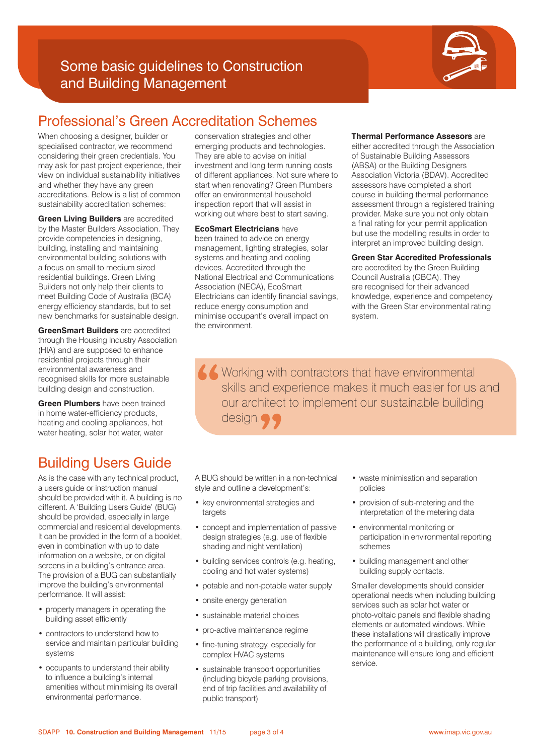# Some basic guidelines to Construction and Building Management

## Professional's Green Accreditation Schemes

When choosing a designer, builder or specialised contractor, we recommend considering their green credentials. You may ask for past project experience, their view on individual sustainability initiatives and whether they have any green accreditations. Below is a list of common sustainability accreditation schemes:

**Green Living Builders** are accredited by the Master Builders Association. They provide competencies in designing, building, installing and maintaining environmental building solutions with a focus on small to medium sized residential buildings. Green Living Builders not only help their clients to meet Building Code of Australia (BCA) energy efficiency standards, but to set new benchmarks for sustainable design.

**GreenSmart Builders** are accredited through the Housing Industry Association (HIA) and are supposed to enhance residential projects through their environmental awareness and recognised skills for more sustainable building design and construction.

**Green Plumbers** have been trained in home water-efficiency products, heating and cooling appliances, hot water heating, solar hot water, water conservation strategies and other emerging products and technologies. They are able to advise on initial investment and long term running costs of different appliances. Not sure where to start when renovating? Green Plumbers offer an environmental household inspection report that will assist in working out where best to start saving.

**EcoSmart Electricians** have been trained to advice on energy management, lighting strategies, solar systems and heating and cooling devices. Accredited through the National Electrical and Communications Association (NECA), EcoSmart Electricians can identify financial savings, reduce energy consumption and minimise occupant's overall impact on the environment.

**Thermal Performance Assessors** are either accredited through the Association of Sustainable Building Assessors (ABSA) or the Building Designers Association Victoria (BDAV). Accredited assessors have completed a short course in building thermal performance assessment through a registered training provider. Make sure you not only obtain a final rating for your permit application but use the modelling results in order to interpret an improved building design.

**Green Star Accredited Professionals** are accredited by the Green Building Council Australia (GBCA). They are recognised for their advanced knowledge, experience and competency with the Green Star environmental rating system.

> "Working with contractors that have environmental skills and experience makes it much easier for us and our architect to implement our sustainable building design."

## Building Users Guide

As is the case with any technical product, a users guide or instruction manual should be provided with it. A building is no different. A 'Building Users Guide' (BUG) should be provided, especially in large commercial and residential developments. It can be provided in the form of a booklet, even in combination with up to date information on a website, or on digital screens in a building's entrance area. The provision of a BUG can substantially improve the building's environmental performance. It will assist:

- property managers in operating the building asset efficiently
- contractors to understand how to service and maintain particular building systems
- occupants to understand their ability to influence a building's internal amenities without minimising its overall environmental performance.

A BUG should be written in a non-technical style and outline a development's:

- key environmental strategies and targets
- concept and implementation of passive design strategies (e.g. use of flexible shading and night ventilation)
- building services controls (e.g. heating, cooling and hot water systems)
- potable and non-potable water supply
- onsite energy generation
- sustainable material choices
- pro-active maintenance regime
- fine-tuning strategy, especially for complex HVAC systems
- sustainable transport opportunities (including bicycle parking provisions, end of trip facilities and availability of public transport)
- waste minimisation and separation policies
- provision of sub-metering and the interpretation of the metering data
- environmental monitoring or participation in environmental reporting schemes
- building management and other building supply contacts.

Smaller developments should consider operational needs when including building services such as solar hot water or photo-voltaic panels and flexible shading elements or automated windows. While these installations will drastically improve the performance of a building, only regular maintenance will ensure long and efficient service.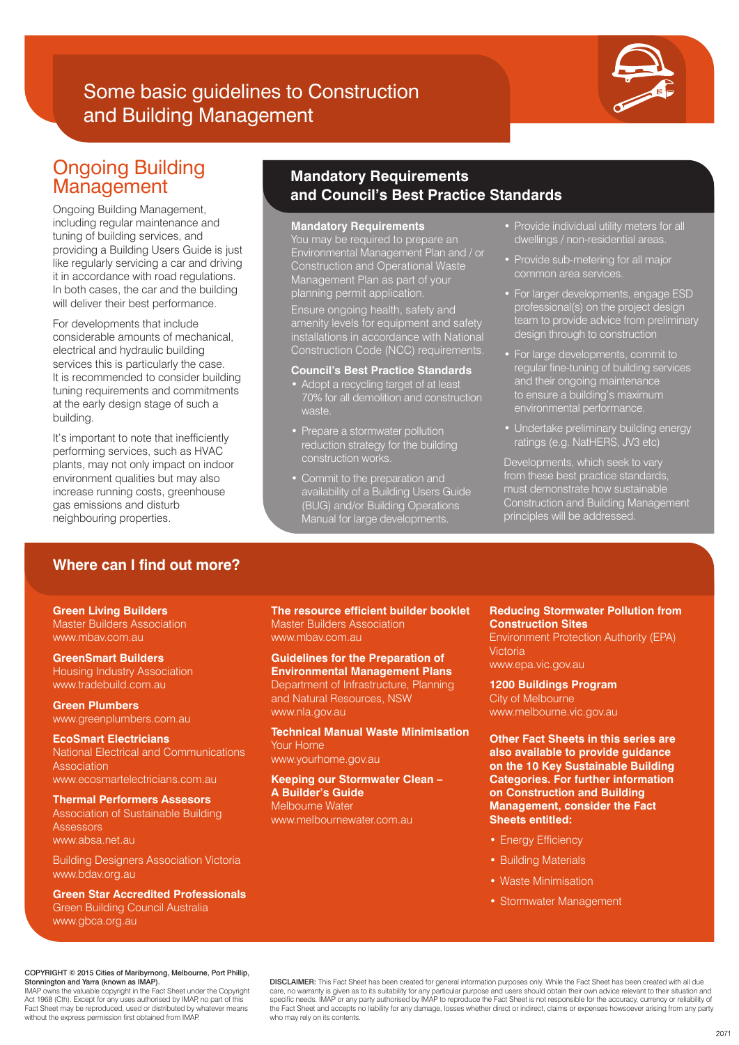# Some basic guidelines to Construction and Building Management

## Ongoing Building Management

Ongoing Building Management, including regular maintenance and tuning of building services, and providing a Building Users Guide is just like regularly servicing a car and driving it in accordance with road regulations. In both cases, the car and the building will deliver their best performance.

For developments that include considerable amounts of mechanical, electrical and hydraulic building services this is particularly the case. It is recommended to consider building tuning requirements and commitments at the early design stage of such a building.

It's important to note that inefficiently performing services, such as HVAC plants, may not only impact on indoor environment qualities but may also increase running costs, greenhouse gas emissions and disturb neighbouring properties.

## Mandatory Requirements and Council's Best Practice Standards

**Mandatory Requirements**

You may be required to prepare an Environmental Management Plan and / or Construction and Operational Waste Management Plan as part of your planning permit application.

Ensure ongoing health, safety and amenity levels for equipment and safety installations in accordance with National Construction Code (NCC) requirements.

**Council's Best Practice Standards**

- Adopt a recycling target of at least 70% for all demolition and construction waste.
- Prepare a stormwater pollution reduction strategy for the building construction works.
- Commit to the preparation and availability of a Building Users Guide (BUG) and/or Building Operations Manual for large developments.
- Provide individual utility meters for all dwellings / non-residential areas.
- Provide sub-metering for all major common area services.
- For larger developments, engage ESD professional(s) on the project design team to provide advice from preliminary design through to construction
- For large developments, commit to regular fine-tuning of building services and their ongoing maintenance to ensure a building's maximum environmental performance.
- Undertake preliminary building energy ratings (e.g. NatHERS, JV3 etc)

Developments, which seek to vary from these best practice standards, must demonstrate how sustainable Construction and Building Management principles will be addressed.

## Where can I find out more?

**Green Living Builders**
Master Builders Association
www.mbav.com.au

**GreenSmart Builders**
Housing Industry Association
www.tradebuild.com.au

**Green Plumbers**
www.greenplumbers.com.au

**EcoSmart Electricians**
National Electrical and Communications Association
www.ecosmartelectricians.com.au

**Thermal Performers Assesors**
Association of Sustainable Building Assessors
www.absa.net.au

Building Designers Association Victoria
www.bdav.org.au

**Green Star Accredited Professionals**
Green Building Council Australia
www.gbca.org.au

**The resource efficient builder booklet**
Master Builders Association
www.mbav.com.au

**Guidelines for the Preparation of Environmental Management Plans**
Department of Infrastructure, Planning and Natural Resources, NSW
www.nla.gov.au

**Technical Manual Waste Minimisation**
Your Home
www.yourhome.gov.au

**Keeping our Stormwater Clean – A Builder's Guide**
Melbourne Water
www.melbournewater.com.au

**Reducing Stormwater Pollution from Construction Sites**
Environment Protection Authority (EPA) Victoria
www.epa.vic.gov.au

**1200 Buildings Program**
City of Melbourne
www.melbourne.vic.gov.au

**Other Fact Sheets in this series are also available to provide guidance on the 10 Key Sustainable Building Categories. For further information on Construction and Building Management, consider the Fact Sheets entitled:**

- Energy Efficiency
- Building Materials
- Waste Minimisation
- Stormwater Management

**COPYRIGHT © 2015 Cities of Maribyrnong, Melbourne, Port Phillip, Stonnington and Yarra (known as IMAP).**
IMAP owns the valuable copyright in the Fact Sheet under the Copyright Act 1968 (Cth). Except for any uses authorised by IMAP, no part of this Fact Sheet may be reproduced, used or distributed by whatever means without the express permission first obtained from IMAP.

**DISCLAIMER:** This Fact Sheet has been created for general information purposes only. While the Fact Sheet has been created with all due care, no warranty is given as to its suitability for any particular purpose and users should obtain their own advice relevant to their situation and specific needs. IMAP or any party authorised by IMAP to reproduce the Fact Sheet is not responsible for the accuracy, currency or reliability of the Fact Sheet and accepts no liability for any damage, losses whether direct or indirect, claims or expenses howsoever arising from any party who may rely on its contents.

2071